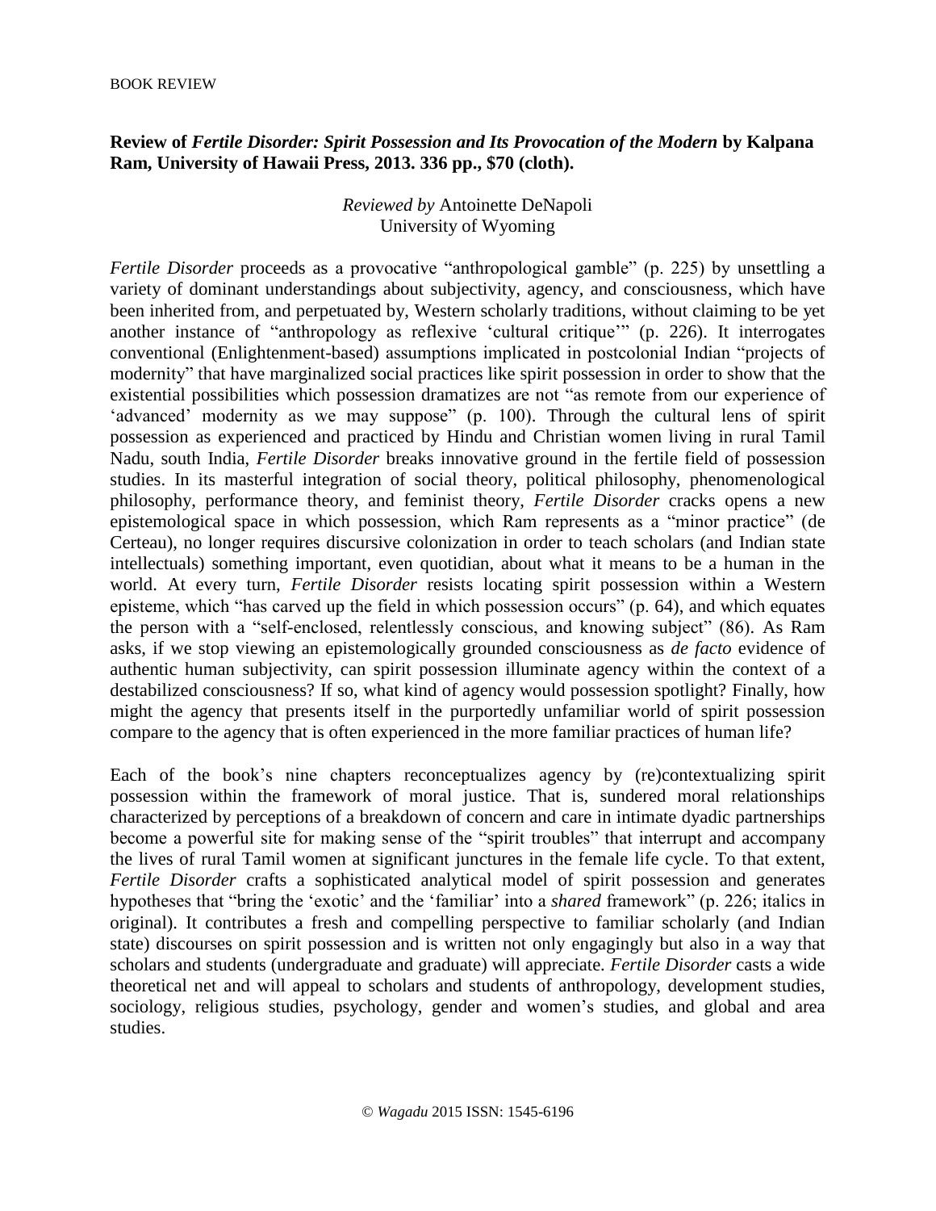BOOK REVIEW

**Review of *Fertile Disorder: Spirit Possession and Its Provocation of the Modern* by Kalpana Ram, University of Hawaii Press, 2013. 336 pp., $70 (cloth).**

*Reviewed by* Antoinette DeNapoli
University of Wyoming

*Fertile Disorder* proceeds as a provocative "anthropological gamble" (p. 225) by unsettling a variety of dominant understandings about subjectivity, agency, and consciousness, which have been inherited from, and perpetuated by, Western scholarly traditions, without claiming to be yet another instance of "anthropology as reflexive 'cultural critique'" (p. 226). It interrogates conventional (Enlightenment-based) assumptions implicated in postcolonial Indian "projects of modernity" that have marginalized social practices like spirit possession in order to show that the existential possibilities which possession dramatizes are not "as remote from our experience of 'advanced' modernity as we may suppose" (p. 100). Through the cultural lens of spirit possession as experienced and practiced by Hindu and Christian women living in rural Tamil Nadu, south India, *Fertile Disorder* breaks innovative ground in the fertile field of possession studies. In its masterful integration of social theory, political philosophy, phenomenological philosophy, performance theory, and feminist theory, *Fertile Disorder* cracks opens a new epistemological space in which possession, which Ram represents as a "minor practice" (de Certeau), no longer requires discursive colonization in order to teach scholars (and Indian state intellectuals) something important, even quotidian, about what it means to be a human in the world. At every turn, *Fertile Disorder* resists locating spirit possession within a Western episteme, which "has carved up the field in which possession occurs" (p. 64), and which equates the person with a "self-enclosed, relentlessly conscious, and knowing subject" (86). As Ram asks, if we stop viewing an epistemologically grounded consciousness as *de facto* evidence of authentic human subjectivity, can spirit possession illuminate agency within the context of a destabilized consciousness? If so, what kind of agency would possession spotlight? Finally, how might the agency that presents itself in the purportedly unfamiliar world of spirit possession compare to the agency that is often experienced in the more familiar practices of human life?

Each of the book's nine chapters reconceptualizes agency by (re)contextualizing spirit possession within the framework of moral justice. That is, sundered moral relationships characterized by perceptions of a breakdown of concern and care in intimate dyadic partnerships become a powerful site for making sense of the "spirit troubles" that interrupt and accompany the lives of rural Tamil women at significant junctures in the female life cycle. To that extent, *Fertile Disorder* crafts a sophisticated analytical model of spirit possession and generates hypotheses that "bring the 'exotic' and the 'familiar' into a *shared* framework" (p. 226; italics in original). It contributes a fresh and compelling perspective to familiar scholarly (and Indian state) discourses on spirit possession and is written not only engagingly but also in a way that scholars and students (undergraduate and graduate) will appreciate. *Fertile Disorder* casts a wide theoretical net and will appeal to scholars and students of anthropology, development studies, sociology, religious studies, psychology, gender and women's studies, and global and area studies.

© *Wagadu* 2015 ISSN: 1545-6196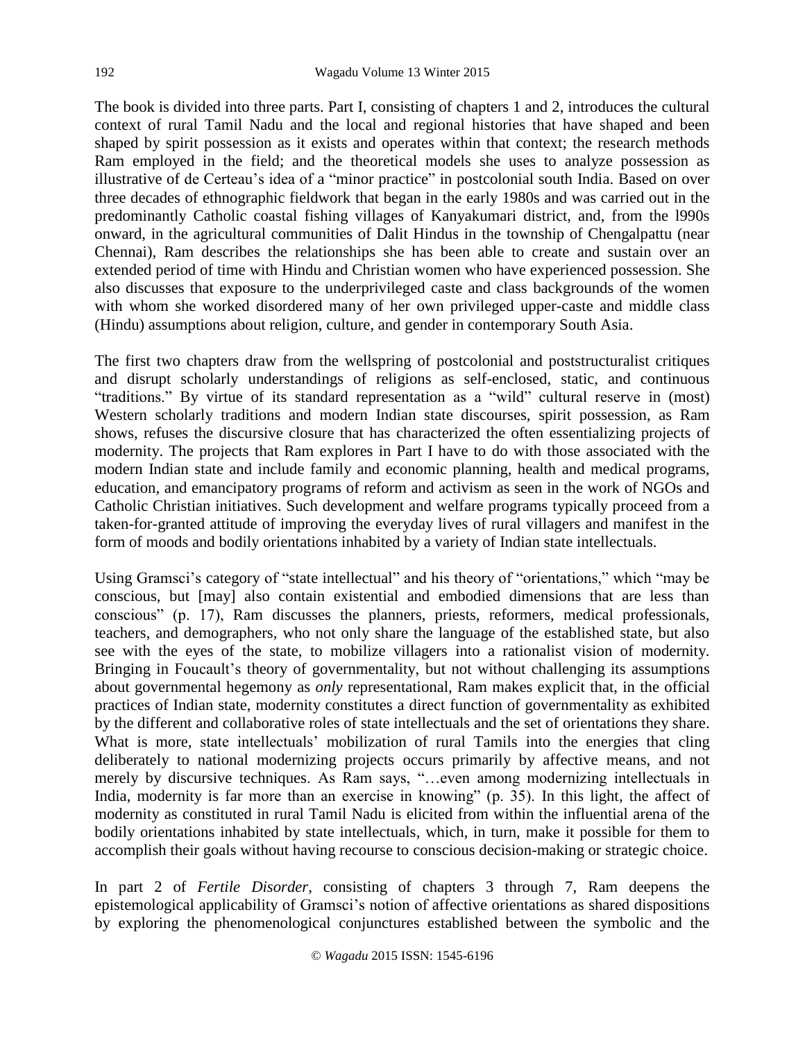The book is divided into three parts. Part I, consisting of chapters 1 and 2, introduces the cultural context of rural Tamil Nadu and the local and regional histories that have shaped and been shaped by spirit possession as it exists and operates within that context; the research methods Ram employed in the field; and the theoretical models she uses to analyze possession as illustrative of de Certeau's idea of a "minor practice" in postcolonial south India. Based on over three decades of ethnographic fieldwork that began in the early 1980s and was carried out in the predominantly Catholic coastal fishing villages of Kanyakumari district, and, from the l990s onward, in the agricultural communities of Dalit Hindus in the township of Chengalpattu (near Chennai), Ram describes the relationships she has been able to create and sustain over an extended period of time with Hindu and Christian women who have experienced possession. She also discusses that exposure to the underprivileged caste and class backgrounds of the women with whom she worked disordered many of her own privileged upper-caste and middle class (Hindu) assumptions about religion, culture, and gender in contemporary South Asia.

The first two chapters draw from the wellspring of postcolonial and poststructuralist critiques and disrupt scholarly understandings of religions as self-enclosed, static, and continuous "traditions." By virtue of its standard representation as a "wild" cultural reserve in (most) Western scholarly traditions and modern Indian state discourses, spirit possession, as Ram shows, refuses the discursive closure that has characterized the often essentializing projects of modernity. The projects that Ram explores in Part I have to do with those associated with the modern Indian state and include family and economic planning, health and medical programs, education, and emancipatory programs of reform and activism as seen in the work of NGOs and Catholic Christian initiatives. Such development and welfare programs typically proceed from a taken-for-granted attitude of improving the everyday lives of rural villagers and manifest in the form of moods and bodily orientations inhabited by a variety of Indian state intellectuals.

Using Gramsci's category of "state intellectual" and his theory of "orientations," which "may be conscious, but [may] also contain existential and embodied dimensions that are less than conscious" (p. 17), Ram discusses the planners, priests, reformers, medical professionals, teachers, and demographers, who not only share the language of the established state, but also see with the eyes of the state, to mobilize villagers into a rationalist vision of modernity. Bringing in Foucault's theory of governmentality, but not without challenging its assumptions about governmental hegemony as *only* representational, Ram makes explicit that, in the official practices of Indian state, modernity constitutes a direct function of governmentality as exhibited by the different and collaborative roles of state intellectuals and the set of orientations they share. What is more, state intellectuals' mobilization of rural Tamils into the energies that cling deliberately to national modernizing projects occurs primarily by affective means, and not merely by discursive techniques. As Ram says, "…even among modernizing intellectuals in India, modernity is far more than an exercise in knowing" (p. 35). In this light, the affect of modernity as constituted in rural Tamil Nadu is elicited from within the influential arena of the bodily orientations inhabited by state intellectuals, which, in turn, make it possible for them to accomplish their goals without having recourse to conscious decision-making or strategic choice.

In part 2 of *Fertile Disorder*, consisting of chapters 3 through 7, Ram deepens the epistemological applicability of Gramsci's notion of affective orientations as shared dispositions by exploring the phenomenological conjunctures established between the symbolic and the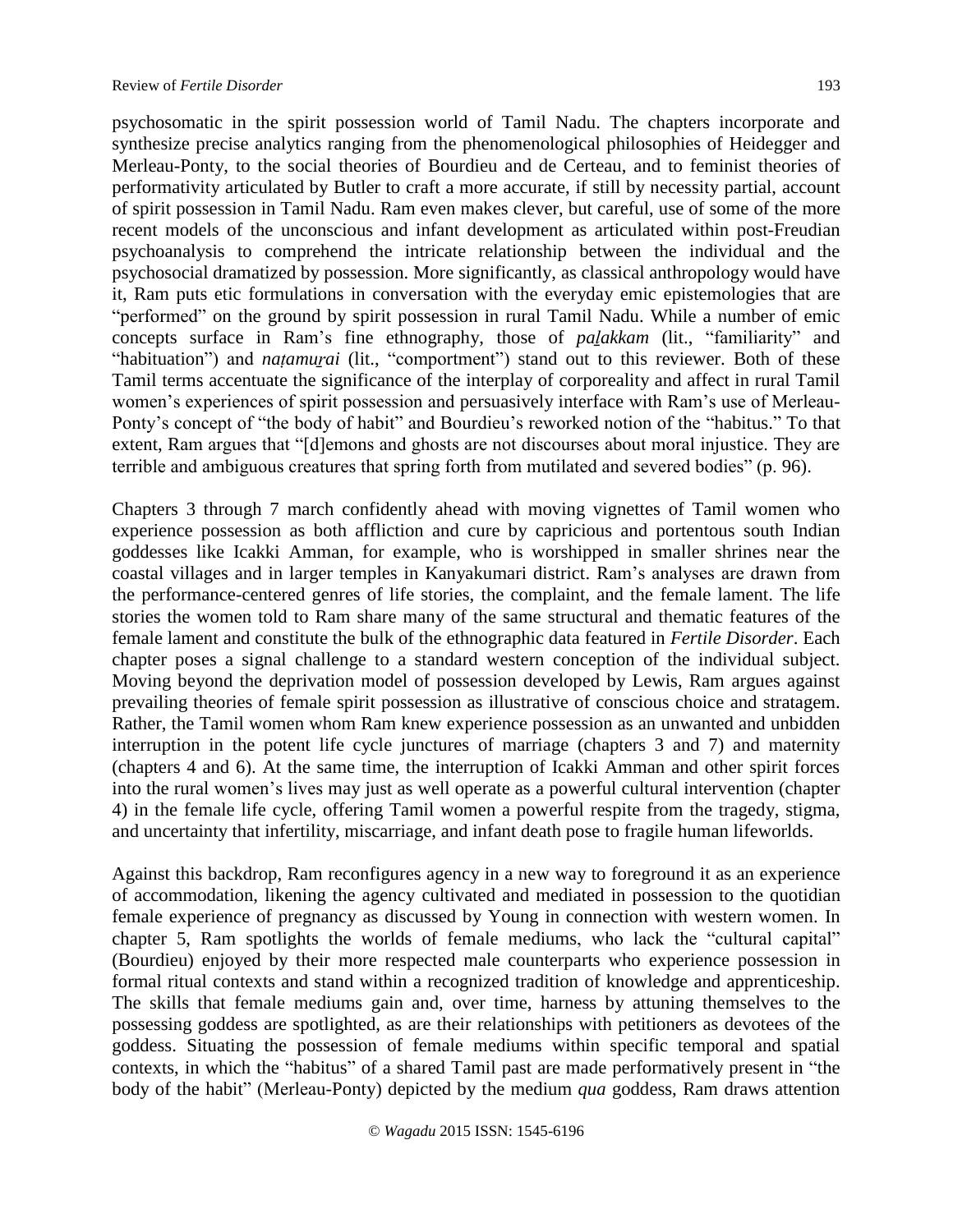psychosomatic in the spirit possession world of Tamil Nadu. The chapters incorporate and synthesize precise analytics ranging from the phenomenological philosophies of Heidegger and Merleau-Ponty, to the social theories of Bourdieu and de Certeau, and to feminist theories of performativity articulated by Butler to craft a more accurate, if still by necessity partial, account of spirit possession in Tamil Nadu. Ram even makes clever, but careful, use of some of the more recent models of the unconscious and infant development as articulated within post-Freudian psychoanalysis to comprehend the intricate relationship between the individual and the psychosocial dramatized by possession. More significantly, as classical anthropology would have it, Ram puts etic formulations in conversation with the everyday emic epistemologies that are "performed" on the ground by spirit possession in rural Tamil Nadu. While a number of emic concepts surface in Ram's fine ethnography, those of *paḻakkam* (lit., "familiarity" and "habituation") and *naṭamuṟai* (lit., "comportment") stand out to this reviewer. Both of these Tamil terms accentuate the significance of the interplay of corporeality and affect in rural Tamil women's experiences of spirit possession and persuasively interface with Ram's use of Merleau-Ponty's concept of "the body of habit" and Bourdieu's reworked notion of the "habitus." To that extent, Ram argues that "[d]emons and ghosts are not discourses about moral injustice. They are terrible and ambiguous creatures that spring forth from mutilated and severed bodies" (p. 96).

Chapters 3 through 7 march confidently ahead with moving vignettes of Tamil women who experience possession as both affliction and cure by capricious and portentous south Indian goddesses like Icakki Amman, for example, who is worshipped in smaller shrines near the coastal villages and in larger temples in Kanyakumari district. Ram's analyses are drawn from the performance-centered genres of life stories, the complaint, and the female lament. The life stories the women told to Ram share many of the same structural and thematic features of the female lament and constitute the bulk of the ethnographic data featured in *Fertile Disorder*. Each chapter poses a signal challenge to a standard western conception of the individual subject. Moving beyond the deprivation model of possession developed by Lewis, Ram argues against prevailing theories of female spirit possession as illustrative of conscious choice and stratagem. Rather, the Tamil women whom Ram knew experience possession as an unwanted and unbidden interruption in the potent life cycle junctures of marriage (chapters 3 and 7) and maternity (chapters 4 and 6). At the same time, the interruption of Icakki Amman and other spirit forces into the rural women's lives may just as well operate as a powerful cultural intervention (chapter 4) in the female life cycle, offering Tamil women a powerful respite from the tragedy, stigma, and uncertainty that infertility, miscarriage, and infant death pose to fragile human lifeworlds.

Against this backdrop, Ram reconfigures agency in a new way to foreground it as an experience of accommodation, likening the agency cultivated and mediated in possession to the quotidian female experience of pregnancy as discussed by Young in connection with western women. In chapter 5, Ram spotlights the worlds of female mediums, who lack the "cultural capital" (Bourdieu) enjoyed by their more respected male counterparts who experience possession in formal ritual contexts and stand within a recognized tradition of knowledge and apprenticeship. The skills that female mediums gain and, over time, harness by attuning themselves to the possessing goddess are spotlighted, as are their relationships with petitioners as devotees of the goddess. Situating the possession of female mediums within specific temporal and spatial contexts, in which the "habitus" of a shared Tamil past are made performatively present in "the body of the habit" (Merleau-Ponty) depicted by the medium *qua* goddess, Ram draws attention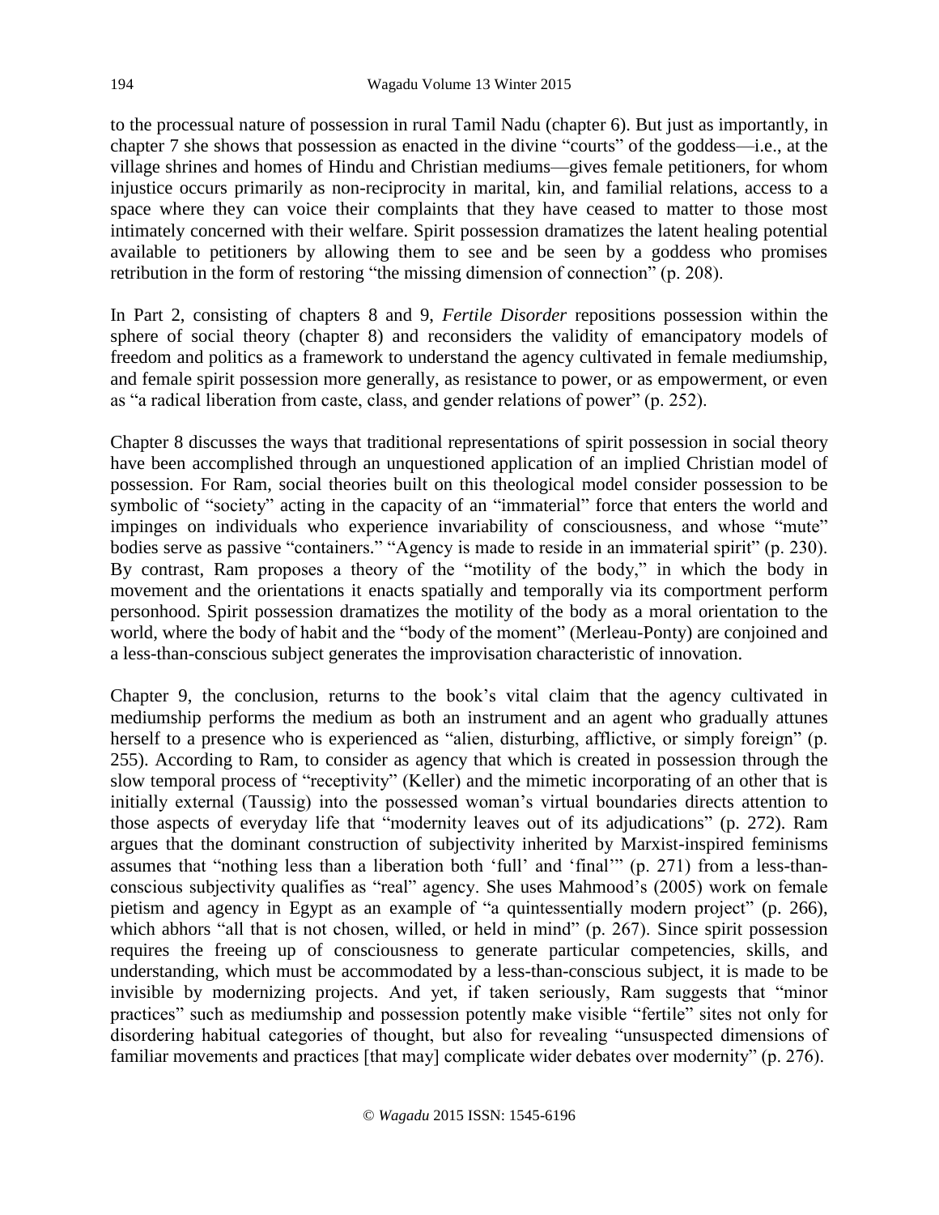to the processual nature of possession in rural Tamil Nadu (chapter 6). But just as importantly, in chapter 7 she shows that possession as enacted in the divine "courts" of the goddess—i.e., at the village shrines and homes of Hindu and Christian mediums—gives female petitioners, for whom injustice occurs primarily as non-reciprocity in marital, kin, and familial relations, access to a space where they can voice their complaints that they have ceased to matter to those most intimately concerned with their welfare. Spirit possession dramatizes the latent healing potential available to petitioners by allowing them to see and be seen by a goddess who promises retribution in the form of restoring "the missing dimension of connection" (p. 208).

In Part 2, consisting of chapters 8 and 9, *Fertile Disorder* repositions possession within the sphere of social theory (chapter 8) and reconsiders the validity of emancipatory models of freedom and politics as a framework to understand the agency cultivated in female mediumship, and female spirit possession more generally, as resistance to power, or as empowerment, or even as "a radical liberation from caste, class, and gender relations of power" (p. 252).

Chapter 8 discusses the ways that traditional representations of spirit possession in social theory have been accomplished through an unquestioned application of an implied Christian model of possession. For Ram, social theories built on this theological model consider possession to be symbolic of "society" acting in the capacity of an "immaterial" force that enters the world and impinges on individuals who experience invariability of consciousness, and whose "mute" bodies serve as passive "containers." "Agency is made to reside in an immaterial spirit" (p. 230). By contrast, Ram proposes a theory of the "motility of the body," in which the body in movement and the orientations it enacts spatially and temporally via its comportment perform personhood. Spirit possession dramatizes the motility of the body as a moral orientation to the world, where the body of habit and the "body of the moment" (Merleau-Ponty) are conjoined and a less-than-conscious subject generates the improvisation characteristic of innovation.

Chapter 9, the conclusion, returns to the book's vital claim that the agency cultivated in mediumship performs the medium as both an instrument and an agent who gradually attunes herself to a presence who is experienced as "alien, disturbing, afflictive, or simply foreign" (p. 255). According to Ram, to consider as agency that which is created in possession through the slow temporal process of "receptivity" (Keller) and the mimetic incorporating of an other that is initially external (Taussig) into the possessed woman's virtual boundaries directs attention to those aspects of everyday life that "modernity leaves out of its adjudications" (p. 272). Ram argues that the dominant construction of subjectivity inherited by Marxist-inspired feminisms assumes that "nothing less than a liberation both 'full' and 'final'" (p. 271) from a less-than-conscious subjectivity qualifies as "real" agency. She uses Mahmood's (2005) work on female pietism and agency in Egypt as an example of "a quintessentially modern project" (p. 266), which abhors "all that is not chosen, willed, or held in mind" (p. 267). Since spirit possession requires the freeing up of consciousness to generate particular competencies, skills, and understanding, which must be accommodated by a less-than-conscious subject, it is made to be invisible by modernizing projects. And yet, if taken seriously, Ram suggests that "minor practices" such as mediumship and possession potently make visible "fertile" sites not only for disordering habitual categories of thought, but also for revealing "unsuspected dimensions of familiar movements and practices [that may] complicate wider debates over modernity" (p. 276).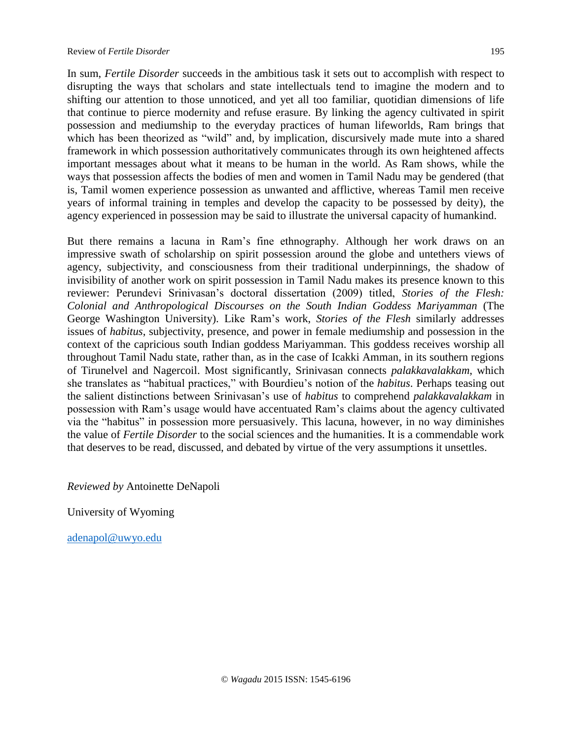In sum, *Fertile Disorder* succeeds in the ambitious task it sets out to accomplish with respect to disrupting the ways that scholars and state intellectuals tend to imagine the modern and to shifting our attention to those unnoticed, and yet all too familiar, quotidian dimensions of life that continue to pierce modernity and refuse erasure. By linking the agency cultivated in spirit possession and mediumship to the everyday practices of human lifeworlds, Ram brings that which has been theorized as "wild" and, by implication, discursively made mute into a shared framework in which possession authoritatively communicates through its own heightened affects important messages about what it means to be human in the world. As Ram shows, while the ways that possession affects the bodies of men and women in Tamil Nadu may be gendered (that is, Tamil women experience possession as unwanted and afflictive, whereas Tamil men receive years of informal training in temples and develop the capacity to be possessed by deity), the agency experienced in possession may be said to illustrate the universal capacity of humankind.

But there remains a lacuna in Ram's fine ethnography. Although her work draws on an impressive swath of scholarship on spirit possession around the globe and untethers views of agency, subjectivity, and consciousness from their traditional underpinnings, the shadow of invisibility of another work on spirit possession in Tamil Nadu makes its presence known to this reviewer: Perundevi Srinivasan's doctoral dissertation (2009) titled, *Stories of the Flesh: Colonial and Anthropological Discourses on the South Indian Goddess Mariyamman* (The George Washington University). Like Ram's work, *Stories of the Flesh* similarly addresses issues of *habitus*, subjectivity, presence, and power in female mediumship and possession in the context of the capricious south Indian goddess Mariyamman. This goddess receives worship all throughout Tamil Nadu state, rather than, as in the case of Icakki Amman, in its southern regions of Tirunelvel and Nagercoil. Most significantly, Srinivasan connects *palakkavalakkam*, which she translates as "habitual practices," with Bourdieu's notion of the *habitus*. Perhaps teasing out the salient distinctions between Srinivasan's use of *habitus* to comprehend *palakkavalakkam* in possession with Ram's usage would have accentuated Ram's claims about the agency cultivated via the "habitus" in possession more persuasively. This lacuna, however, in no way diminishes the value of *Fertile Disorder* to the social sciences and the humanities. It is a commendable work that deserves to be read, discussed, and debated by virtue of the very assumptions it unsettles.

*Reviewed by* Antoinette DeNapoli

University of Wyoming

adenapol@uwyo.edu